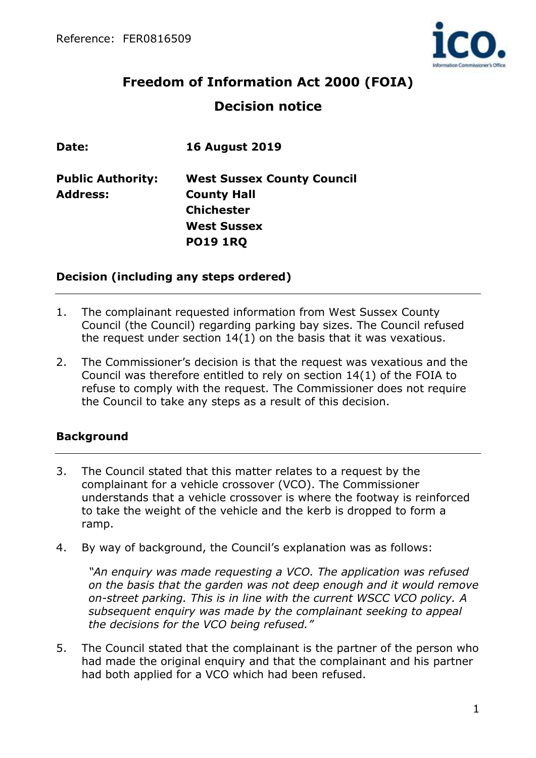Reference: FER0816509

# Freedom of Information Act 2000 (FOIA)

# Decision notice

| | |
|---|---|
| **Date:** | **16 August 2019** |
| **Public Authority:** | **West Sussex County Council** |
| **Address:** | **County Hall** |
| | **Chichester** |
| | **West Sussex** |
| | **PO19 1RQ** |

## Decision (including any steps ordered)

1. The complainant requested information from West Sussex County Council (the Council) regarding parking bay sizes. The Council refused the request under section 14(1) on the basis that it was vexatious.

2. The Commissioner's decision is that the request was vexatious and the Council was therefore entitled to rely on section 14(1) of the FOIA to refuse to comply with the request. The Commissioner does not require the Council to take any steps as a result of this decision.

## Background

3. The Council stated that this matter relates to a request by the complainant for a vehicle crossover (VCO). The Commissioner understands that a vehicle crossover is where the footway is reinforced to take the weight of the vehicle and the kerb is dropped to form a ramp.

4. By way of background, the Council's explanation was as follows:

   *"An enquiry was made requesting a VCO. The application was refused on the basis that the garden was not deep enough and it would remove on-street parking. This is in line with the current WSCC VCO policy. A subsequent enquiry was made by the complainant seeking to appeal the decisions for the VCO being refused."*

5. The Council stated that the complainant is the partner of the person who had made the original enquiry and that the complainant and his partner had both applied for a VCO which had been refused.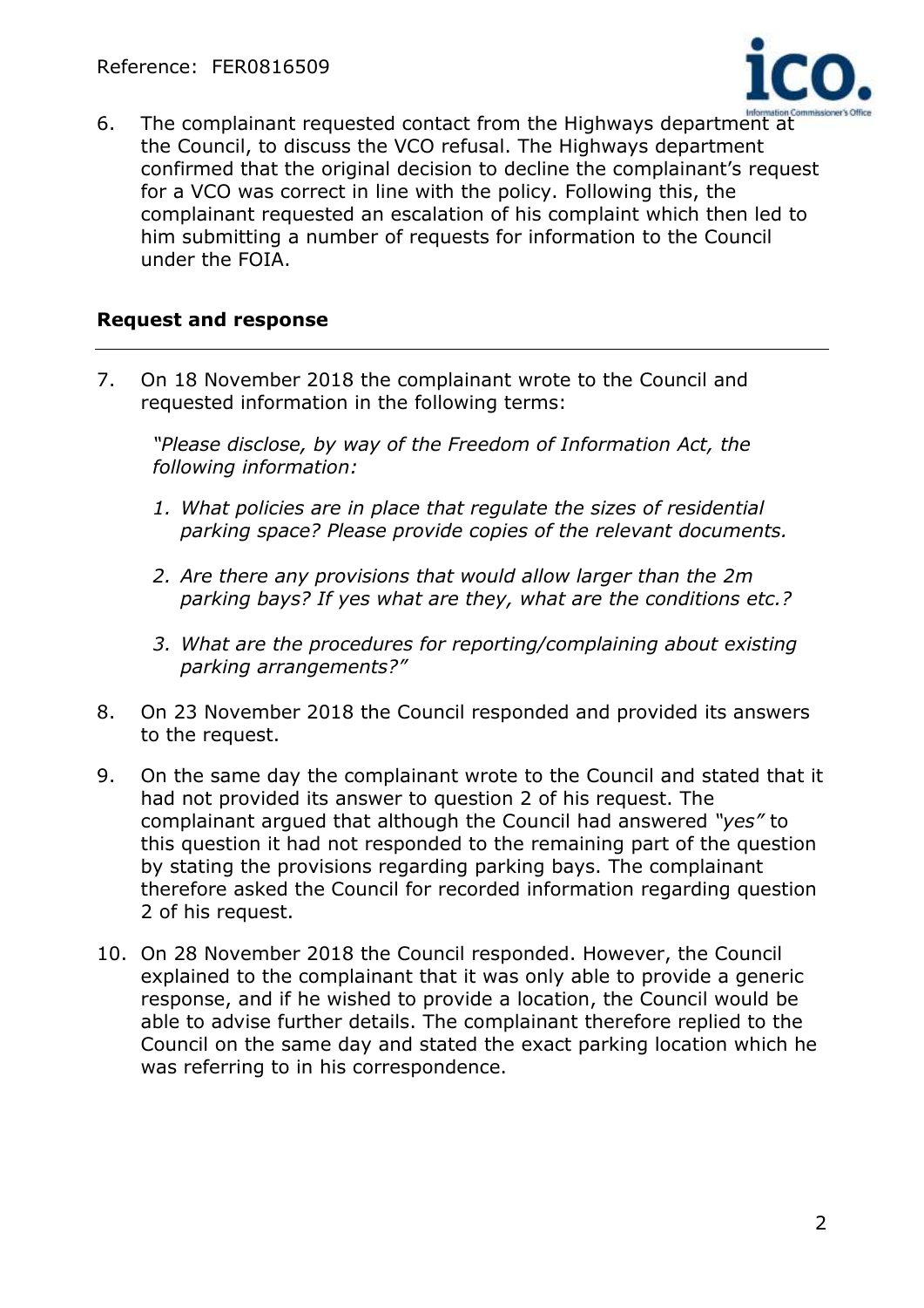6. The complainant requested contact from the Highways department at the Council, to discuss the VCO refusal. The Highways department confirmed that the original decision to decline the complainant's request for a VCO was correct in line with the policy. Following this, the complainant requested an escalation of his complaint which then led to him submitting a number of requests for information to the Council under the FOIA.

## Request and response

7. On 18 November 2018 the complainant wrote to the Council and requested information in the following terms:

   *"Please disclose, by way of the Freedom of Information Act, the following information:*

   1. *What policies are in place that regulate the sizes of residential parking space? Please provide copies of the relevant documents.*

   2. *Are there any provisions that would allow larger than the 2m parking bays? If yes what are they, what are the conditions etc.?*

   3. *What are the procedures for reporting/complaining about existing parking arrangements?"*

8. On 23 November 2018 the Council responded and provided its answers to the request.

9. On the same day the complainant wrote to the Council and stated that it had not provided its answer to question 2 of his request. The complainant argued that although the Council had answered *"yes"* to this question it had not responded to the remaining part of the question by stating the provisions regarding parking bays. The complainant therefore asked the Council for recorded information regarding question 2 of his request.

10. On 28 November 2018 the Council responded. However, the Council explained to the complainant that it was only able to provide a generic response, and if he wished to provide a location, the Council would be able to advise further details. The complainant therefore replied to the Council on the same day and stated the exact parking location which he was referring to in his correspondence.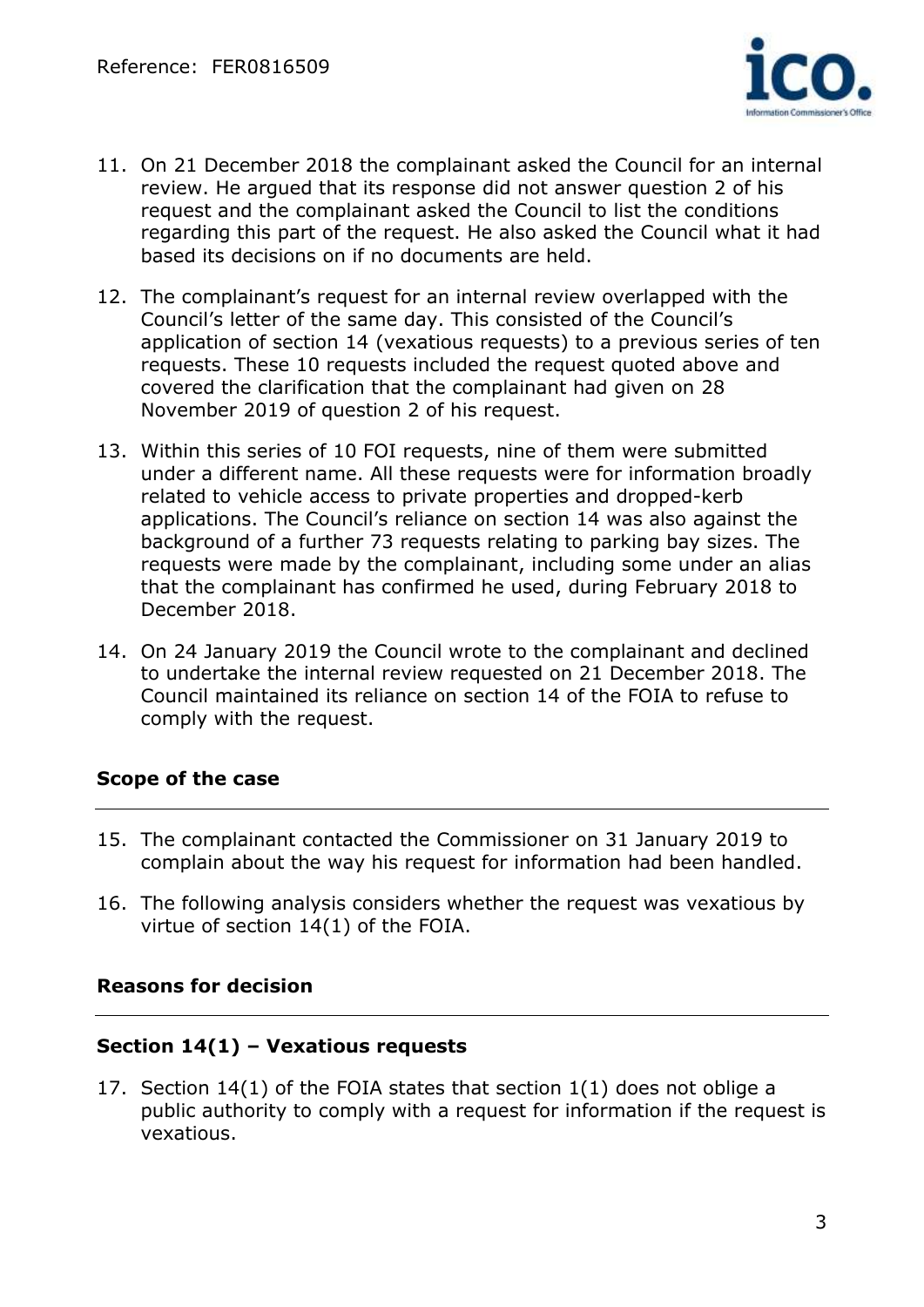11. On 21 December 2018 the complainant asked the Council for an internal review. He argued that its response did not answer question 2 of his request and the complainant asked the Council to list the conditions regarding this part of the request. He also asked the Council what it had based its decisions on if no documents are held.

12. The complainant's request for an internal review overlapped with the Council's letter of the same day. This consisted of the Council's application of section 14 (vexatious requests) to a previous series of ten requests. These 10 requests included the request quoted above and covered the clarification that the complainant had given on 28 November 2019 of question 2 of his request.

13. Within this series of 10 FOI requests, nine of them were submitted under a different name. All these requests were for information broadly related to vehicle access to private properties and dropped-kerb applications. The Council's reliance on section 14 was also against the background of a further 73 requests relating to parking bay sizes. The requests were made by the complainant, including some under an alias that the complainant has confirmed he used, during February 2018 to December 2018.

14. On 24 January 2019 the Council wrote to the complainant and declined to undertake the internal review requested on 21 December 2018. The Council maintained its reliance on section 14 of the FOIA to refuse to comply with the request.

## Scope of the case

15. The complainant contacted the Commissioner on 31 January 2019 to complain about the way his request for information had been handled.

16. The following analysis considers whether the request was vexatious by virtue of section 14(1) of the FOIA.

## Reasons for decision

### Section 14(1) – Vexatious requests

17. Section 14(1) of the FOIA states that section 1(1) does not oblige a public authority to comply with a request for information if the request is vexatious.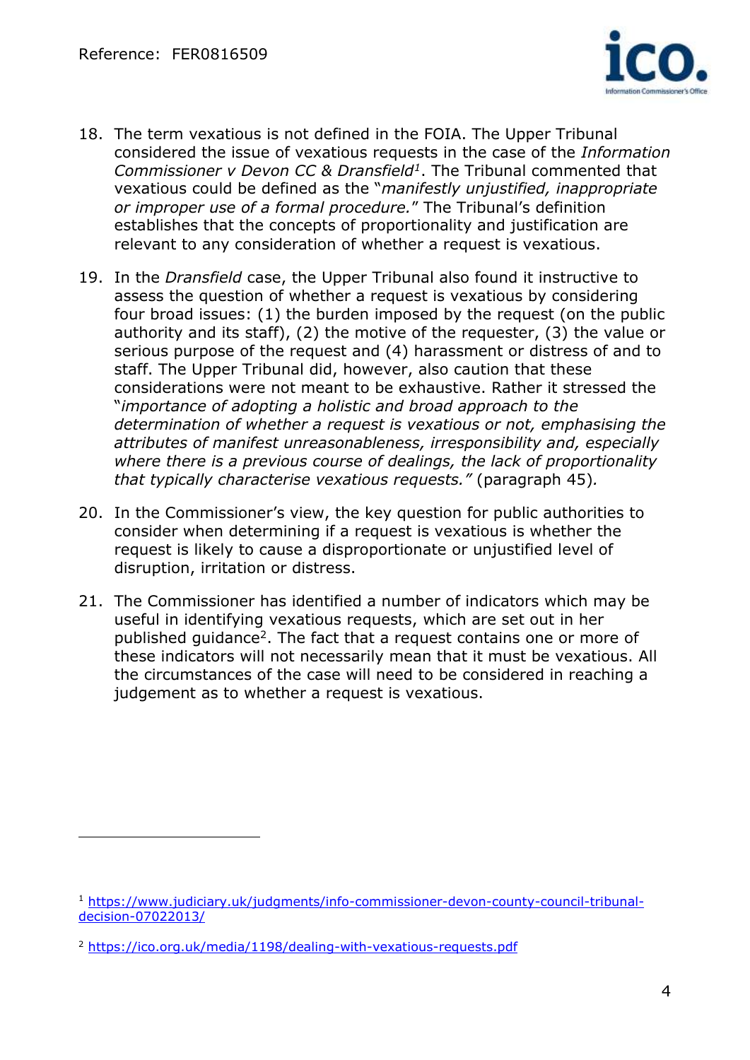18. The term vexatious is not defined in the FOIA. The Upper Tribunal considered the issue of vexatious requests in the case of the *Information Commissioner v Devon CC & Dransfield*[1]. The Tribunal commented that vexatious could be defined as the "*manifestly unjustified, inappropriate or improper use of a formal procedure.*" The Tribunal's definition establishes that the concepts of proportionality and justification are relevant to any consideration of whether a request is vexatious.

19. In the *Dransfield* case, the Upper Tribunal also found it instructive to assess the question of whether a request is vexatious by considering four broad issues: (1) the burden imposed by the request (on the public authority and its staff), (2) the motive of the requester, (3) the value or serious purpose of the request and (4) harassment or distress of and to staff. The Upper Tribunal did, however, also caution that these considerations were not meant to be exhaustive. Rather it stressed the "*importance of adopting a holistic and broad approach to the determination of whether a request is vexatious or not, emphasising the attributes of manifest unreasonableness, irresponsibility and, especially where there is a previous course of dealings, the lack of proportionality that typically characterise vexatious requests."* (paragraph 45).

20. In the Commissioner's view, the key question for public authorities to consider when determining if a request is vexatious is whether the request is likely to cause a disproportionate or unjustified level of disruption, irritation or distress.

21. The Commissioner has identified a number of indicators which may be useful in identifying vexatious requests, which are set out in her published guidance[2]. The fact that a request contains one or more of these indicators will not necessarily mean that it must be vexatious. All the circumstances of the case will need to be considered in reaching a judgement as to whether a request is vexatious.

---

[1] https://www.judiciary.uk/judgments/info-commissioner-devon-county-council-tribunal-decision-07022013/

[2] https://ico.org.uk/media/1198/dealing-with-vexatious-requests.pdf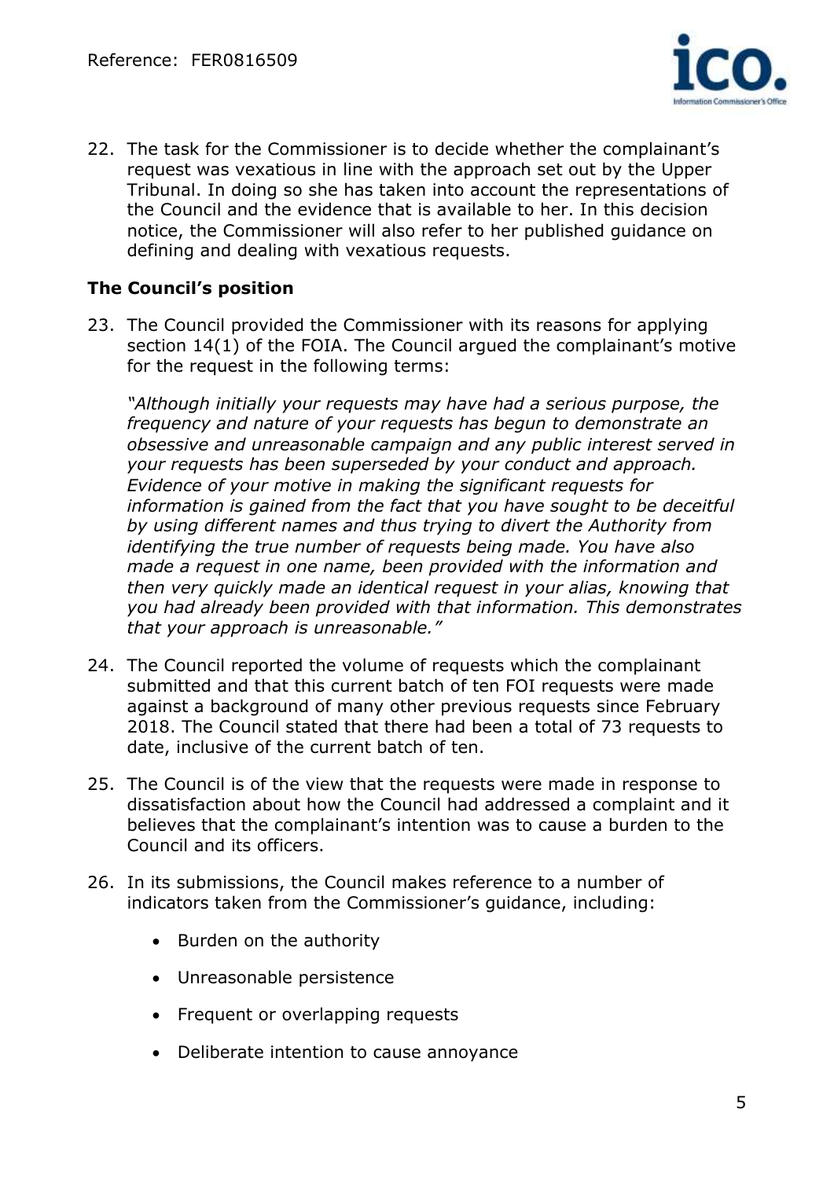22. The task for the Commissioner is to decide whether the complainant's request was vexatious in line with the approach set out by the Upper Tribunal. In doing so she has taken into account the representations of the Council and the evidence that is available to her. In this decision notice, the Commissioner will also refer to her published guidance on defining and dealing with vexatious requests.

**The Council's position**

23. The Council provided the Commissioner with its reasons for applying section 14(1) of the FOIA. The Council argued the complainant's motive for the request in the following terms:

    *"Although initially your requests may have had a serious purpose, the frequency and nature of your requests has begun to demonstrate an obsessive and unreasonable campaign and any public interest served in your requests has been superseded by your conduct and approach. Evidence of your motive in making the significant requests for information is gained from the fact that you have sought to be deceitful by using different names and thus trying to divert the Authority from identifying the true number of requests being made. You have also made a request in one name, been provided with the information and then very quickly made an identical request in your alias, knowing that you had already been provided with that information. This demonstrates that your approach is unreasonable."*

24. The Council reported the volume of requests which the complainant submitted and that this current batch of ten FOI requests were made against a background of many other previous requests since February 2018. The Council stated that there had been a total of 73 requests to date, inclusive of the current batch of ten.

25. The Council is of the view that the requests were made in response to dissatisfaction about how the Council had addressed a complaint and it believes that the complainant's intention was to cause a burden to the Council and its officers.

26. In its submissions, the Council makes reference to a number of indicators taken from the Commissioner's guidance, including:

    - Burden on the authority
    - Unreasonable persistence
    - Frequent or overlapping requests
    - Deliberate intention to cause annoyance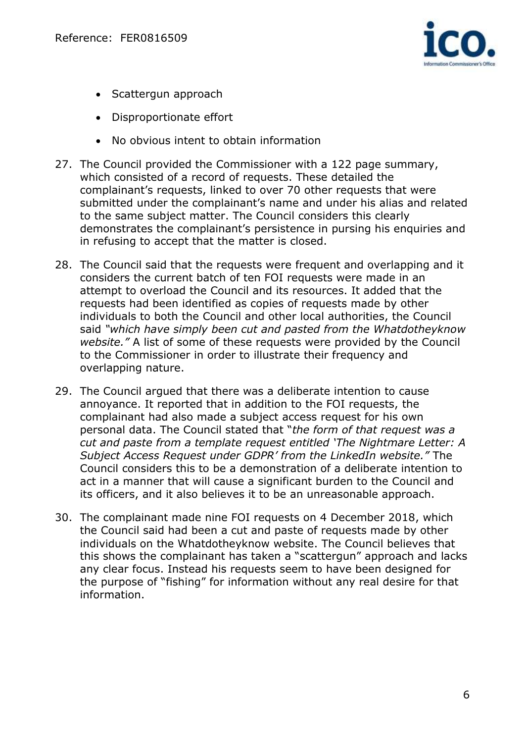- Scattergun approach
- Disproportionate effort
- No obvious intent to obtain information

27. The Council provided the Commissioner with a 122 page summary, which consisted of a record of requests. These detailed the complainant's requests, linked to over 70 other requests that were submitted under the complainant's name and under his alias and related to the same subject matter. The Council considers this clearly demonstrates the complainant's persistence in pursing his enquiries and in refusing to accept that the matter is closed.

28. The Council said that the requests were frequent and overlapping and it considers the current batch of ten FOI requests were made in an attempt to overload the Council and its resources. It added that the requests had been identified as copies of requests made by other individuals to both the Council and other local authorities, the Council said *"which have simply been cut and pasted from the Whatdotheyknow website."* A list of some of these requests were provided by the Council to the Commissioner in order to illustrate their frequency and overlapping nature.

29. The Council argued that there was a deliberate intention to cause annoyance. It reported that in addition to the FOI requests, the complainant had also made a subject access request for his own personal data. The Council stated that "*the form of that request was a cut and paste from a template request entitled 'The Nightmare Letter: A Subject Access Request under GDPR' from the LinkedIn website."* The Council considers this to be a demonstration of a deliberate intention to act in a manner that will cause a significant burden to the Council and its officers, and it also believes it to be an unreasonable approach.

30. The complainant made nine FOI requests on 4 December 2018, which the Council said had been a cut and paste of requests made by other individuals on the Whatdotheyknow website. The Council believes that this shows the complainant has taken a "scattergun" approach and lacks any clear focus. Instead his requests seem to have been designed for the purpose of "fishing" for information without any real desire for that information.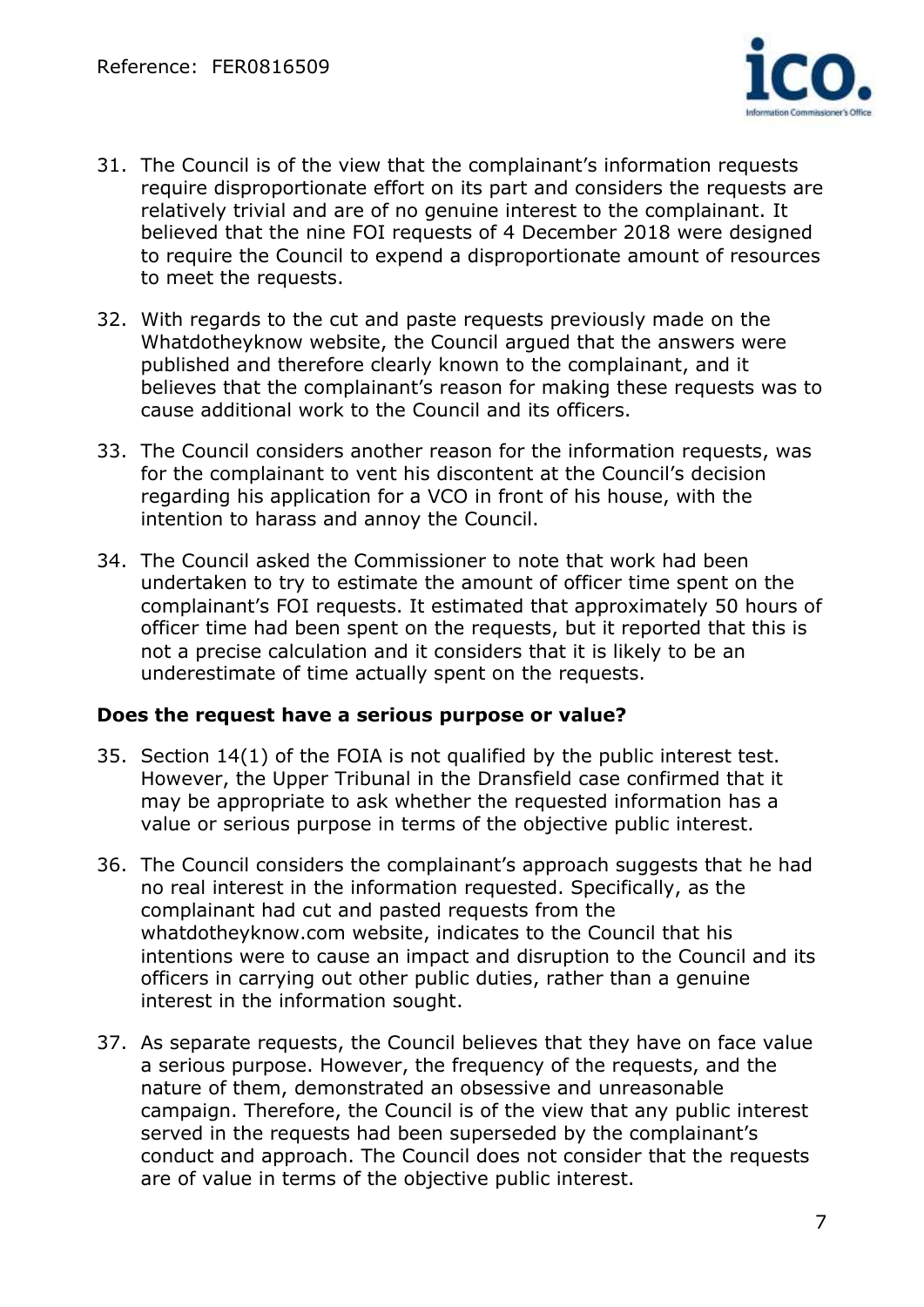31. The Council is of the view that the complainant's information requests require disproportionate effort on its part and considers the requests are relatively trivial and are of no genuine interest to the complainant. It believed that the nine FOI requests of 4 December 2018 were designed to require the Council to expend a disproportionate amount of resources to meet the requests.

32. With regards to the cut and paste requests previously made on the Whatdotheyknow website, the Council argued that the answers were published and therefore clearly known to the complainant, and it believes that the complainant's reason for making these requests was to cause additional work to the Council and its officers.

33. The Council considers another reason for the information requests, was for the complainant to vent his discontent at the Council's decision regarding his application for a VCO in front of his house, with the intention to harass and annoy the Council.

34. The Council asked the Commissioner to note that work had been undertaken to try to estimate the amount of officer time spent on the complainant's FOI requests. It estimated that approximately 50 hours of officer time had been spent on the requests, but it reported that this is not a precise calculation and it considers that it is likely to be an underestimate of time actually spent on the requests.

**Does the request have a serious purpose or value?**

35. Section 14(1) of the FOIA is not qualified by the public interest test. However, the Upper Tribunal in the Dransfield case confirmed that it may be appropriate to ask whether the requested information has a value or serious purpose in terms of the objective public interest.

36. The Council considers the complainant's approach suggests that he had no real interest in the information requested. Specifically, as the complainant had cut and pasted requests from the whatdotheyknow.com website, indicates to the Council that his intentions were to cause an impact and disruption to the Council and its officers in carrying out other public duties, rather than a genuine interest in the information sought.

37. As separate requests, the Council believes that they have on face value a serious purpose. However, the frequency of the requests, and the nature of them, demonstrated an obsessive and unreasonable campaign. Therefore, the Council is of the view that any public interest served in the requests had been superseded by the complainant's conduct and approach. The Council does not consider that the requests are of value in terms of the objective public interest.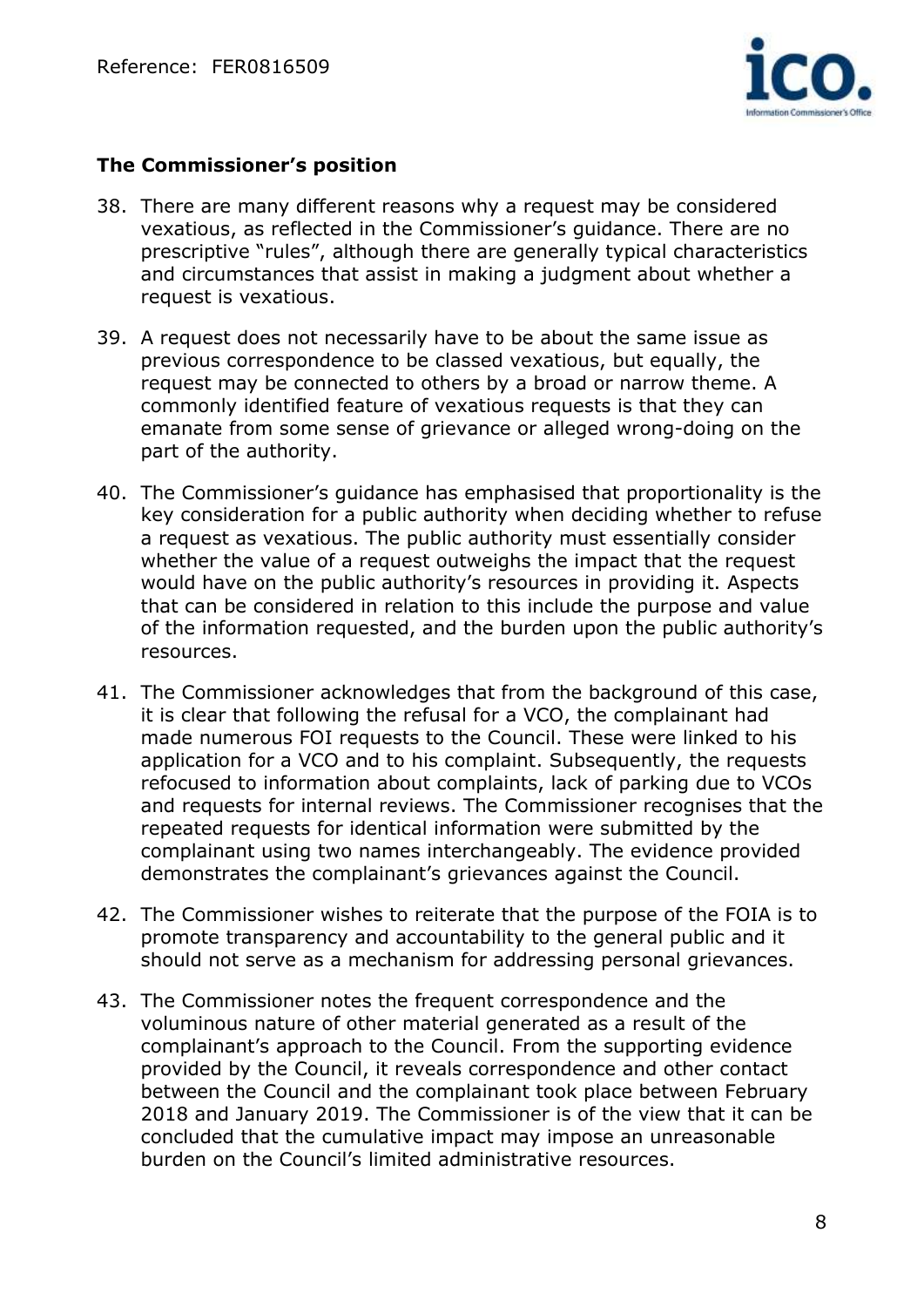### The Commissioner's position

38. There are many different reasons why a request may be considered vexatious, as reflected in the Commissioner's guidance. There are no prescriptive "rules", although there are generally typical characteristics and circumstances that assist in making a judgment about whether a request is vexatious.

39. A request does not necessarily have to be about the same issue as previous correspondence to be classed vexatious, but equally, the request may be connected to others by a broad or narrow theme. A commonly identified feature of vexatious requests is that they can emanate from some sense of grievance or alleged wrong-doing on the part of the authority.

40. The Commissioner's guidance has emphasised that proportionality is the key consideration for a public authority when deciding whether to refuse a request as vexatious. The public authority must essentially consider whether the value of a request outweighs the impact that the request would have on the public authority's resources in providing it. Aspects that can be considered in relation to this include the purpose and value of the information requested, and the burden upon the public authority's resources.

41. The Commissioner acknowledges that from the background of this case, it is clear that following the refusal for a VCO, the complainant had made numerous FOI requests to the Council. These were linked to his application for a VCO and to his complaint. Subsequently, the requests refocused to information about complaints, lack of parking due to VCOs and requests for internal reviews. The Commissioner recognises that the repeated requests for identical information were submitted by the complainant using two names interchangeably. The evidence provided demonstrates the complainant's grievances against the Council.

42. The Commissioner wishes to reiterate that the purpose of the FOIA is to promote transparency and accountability to the general public and it should not serve as a mechanism for addressing personal grievances.

43. The Commissioner notes the frequent correspondence and the voluminous nature of other material generated as a result of the complainant's approach to the Council. From the supporting evidence provided by the Council, it reveals correspondence and other contact between the Council and the complainant took place between February 2018 and January 2019. The Commissioner is of the view that it can be concluded that the cumulative impact may impose an unreasonable burden on the Council's limited administrative resources.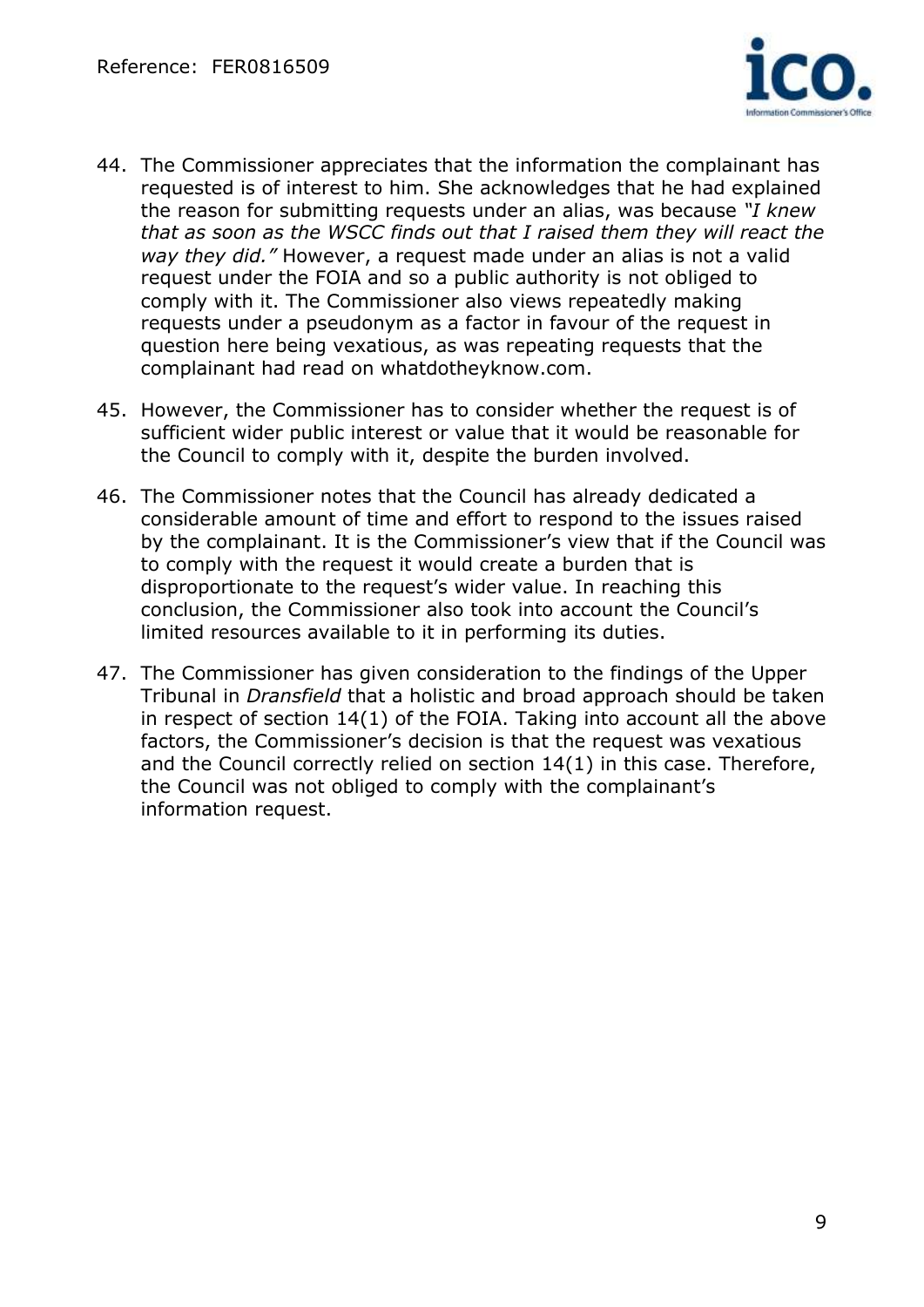44. The Commissioner appreciates that the information the complainant has requested is of interest to him. She acknowledges that he had explained the reason for submitting requests under an alias, was because *"I knew that as soon as the WSCC finds out that I raised them they will react the way they did."* However, a request made under an alias is not a valid request under the FOIA and so a public authority is not obliged to comply with it. The Commissioner also views repeatedly making requests under a pseudonym as a factor in favour of the request in question here being vexatious, as was repeating requests that the complainant had read on whatdotheyknow.com.

45. However, the Commissioner has to consider whether the request is of sufficient wider public interest or value that it would be reasonable for the Council to comply with it, despite the burden involved.

46. The Commissioner notes that the Council has already dedicated a considerable amount of time and effort to respond to the issues raised by the complainant. It is the Commissioner's view that if the Council was to comply with the request it would create a burden that is disproportionate to the request's wider value. In reaching this conclusion, the Commissioner also took into account the Council's limited resources available to it in performing its duties.

47. The Commissioner has given consideration to the findings of the Upper Tribunal in *Dransfield* that a holistic and broad approach should be taken in respect of section 14(1) of the FOIA. Taking into account all the above factors, the Commissioner's decision is that the request was vexatious and the Council correctly relied on section 14(1) in this case. Therefore, the Council was not obliged to comply with the complainant's information request.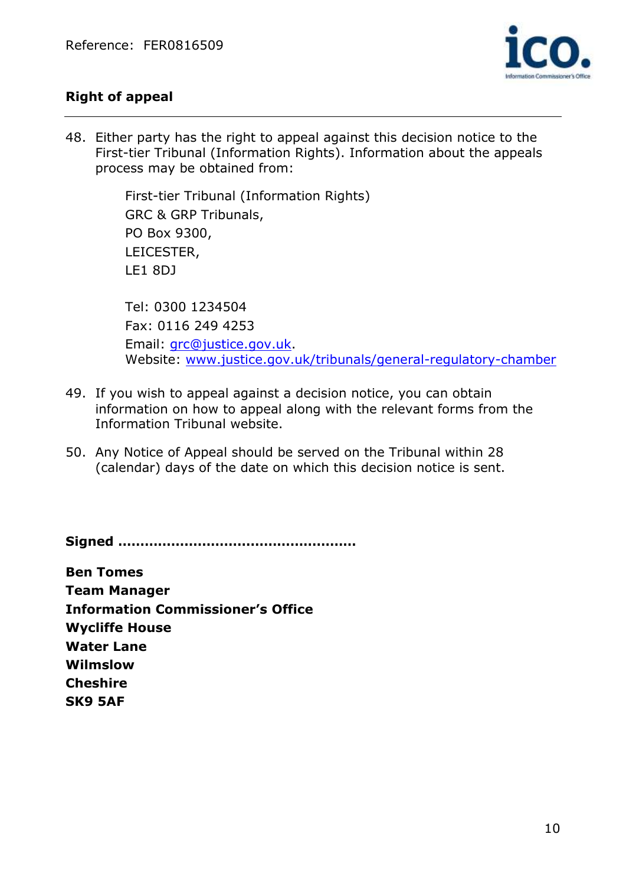## Right of appeal

48. Either party has the right to appeal against this decision notice to the First-tier Tribunal (Information Rights). Information about the appeals process may be obtained from:

    First-tier Tribunal (Information Rights)
    GRC & GRP Tribunals,
    PO Box 9300,
    LEICESTER,
    LE1 8DJ

    Tel: 0300 1234504
    Fax: 0116 249 4253
    Email: grc@justice.gov.uk.
    Website: www.justice.gov.uk/tribunals/general-regulatory-chamber

49. If you wish to appeal against a decision notice, you can obtain information on how to appeal along with the relevant forms from the Information Tribunal website.

50. Any Notice of Appeal should be served on the Tribunal within 28 (calendar) days of the date on which this decision notice is sent.

**Signed ………………………………………………**

**Ben Tomes**
**Team Manager**
**Information Commissioner's Office**
**Wycliffe House**
**Water Lane**
**Wilmslow**
**Cheshire**
**SK9 5AF**